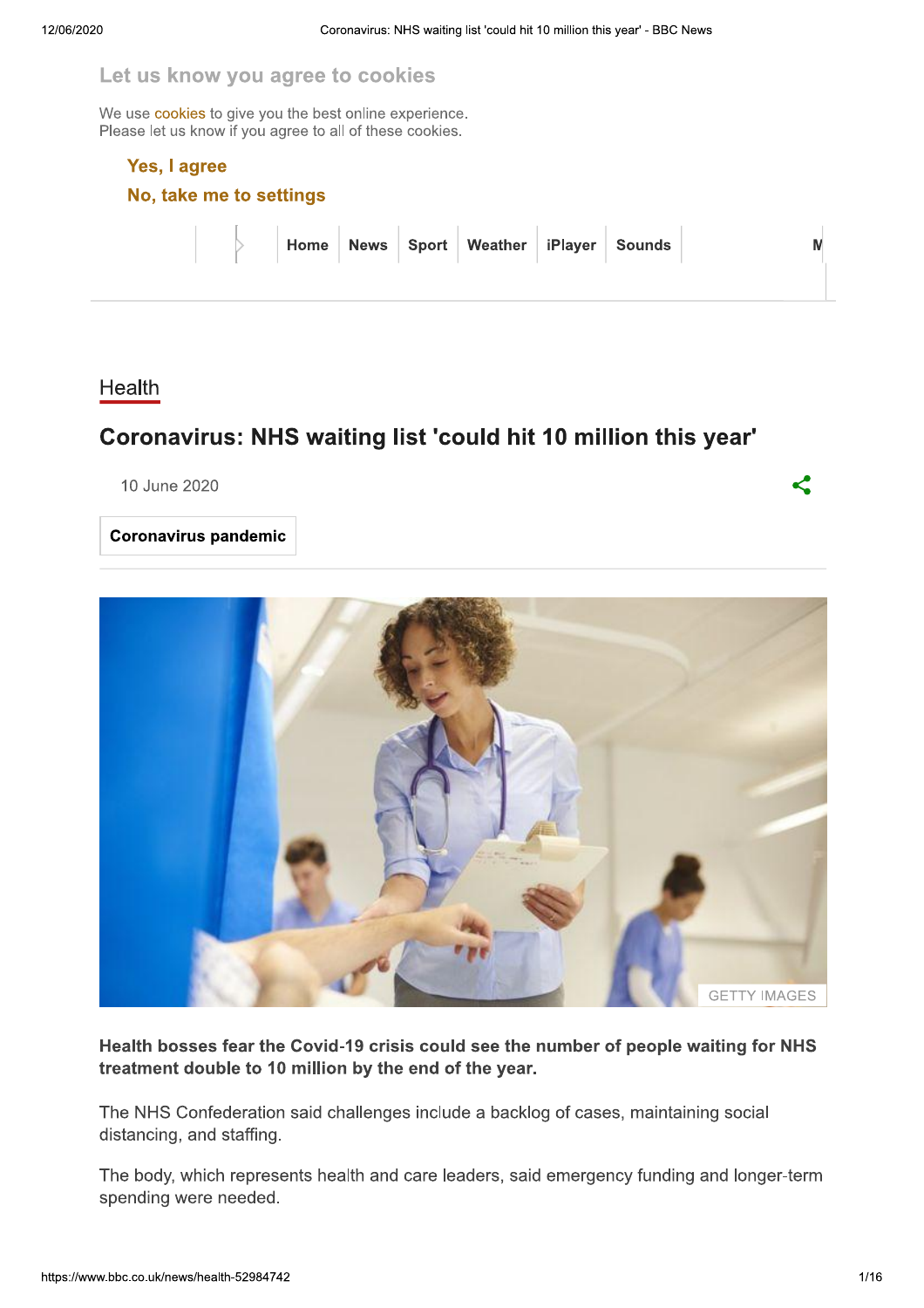Let us know you agree to cookies

We use cookies to give you the best online experience.
Please let us know if you agree to all of these cookies.

**Yes, I agree**

**No, take me to settings**

Home | News | Sport | Weather | iPlayer | Sounds

Health

# Coronavirus: NHS waiting list 'could hit 10 million this year'

10 June 2020

**Coronavirus pandemic**

GETTY IMAGES

**Health bosses fear the Covid-19 crisis could see the number of people waiting for NHS treatment double to 10 million by the end of the year.**

The NHS Confederation said challenges include a backlog of cases, maintaining social distancing, and staffing.

The body, which represents health and care leaders, said emergency funding and longer-term spending were needed.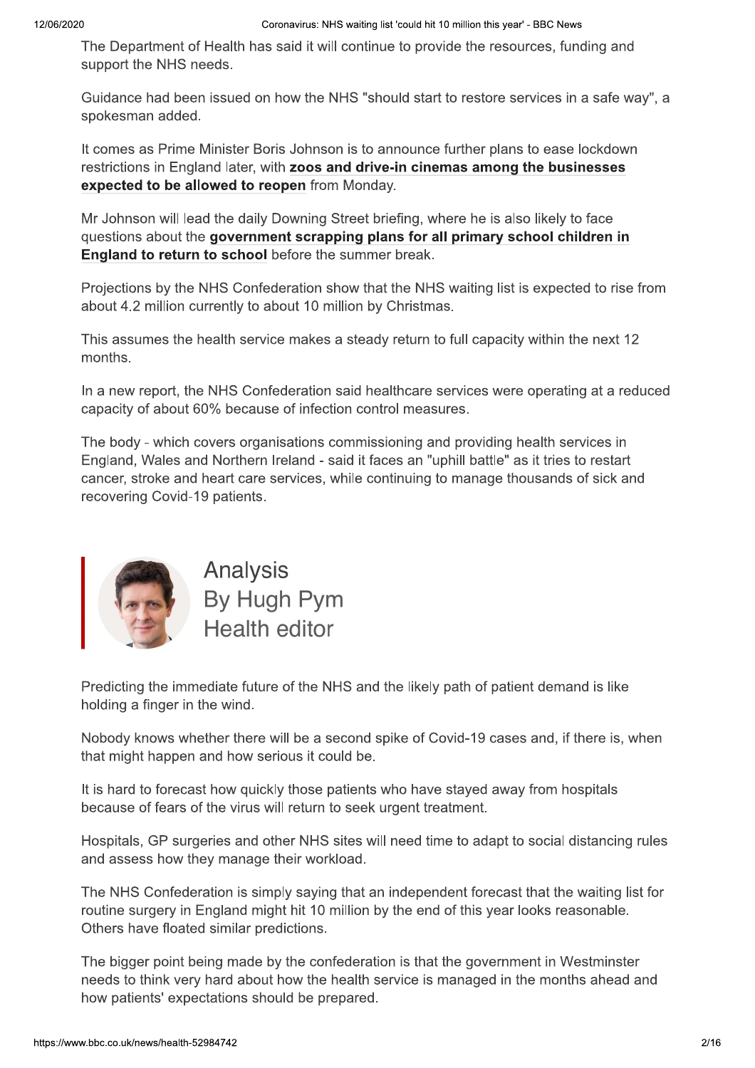The Department of Health has said it will continue to provide the resources, funding and support the NHS needs.

Guidance had been issued on how the NHS "should start to restore services in a safe way", a spokesman added.

It comes as Prime Minister Boris Johnson is to announce further plans to ease lockdown restrictions in England later, with **zoos and drive-in cinemas among the businesses expected to be allowed to reopen** from Monday.

Mr Johnson will lead the daily Downing Street briefing, where he is also likely to face questions about the **government scrapping plans for all primary school children in England to return to school** before the summer break.

Projections by the NHS Confederation show that the NHS waiting list is expected to rise from about 4.2 million currently to about 10 million by Christmas.

This assumes the health service makes a steady return to full capacity within the next 12 months.

In a new report, the NHS Confederation said healthcare services were operating at a reduced capacity of about 60% because of infection control measures.

The body - which covers organisations commissioning and providing health services in England, Wales and Northern Ireland - said it faces an "uphill battle" as it tries to restart cancer, stroke and heart care services, while continuing to manage thousands of sick and recovering Covid-19 patients.

## Analysis
## By Hugh Pym
## Health editor

Predicting the immediate future of the NHS and the likely path of patient demand is like holding a finger in the wind.

Nobody knows whether there will be a second spike of Covid-19 cases and, if there is, when that might happen and how serious it could be.

It is hard to forecast how quickly those patients who have stayed away from hospitals because of fears of the virus will return to seek urgent treatment.

Hospitals, GP surgeries and other NHS sites will need time to adapt to social distancing rules and assess how they manage their workload.

The NHS Confederation is simply saying that an independent forecast that the waiting list for routine surgery in England might hit 10 million by the end of this year looks reasonable. Others have floated similar predictions.

The bigger point being made by the confederation is that the government in Westminster needs to think very hard about how the health service is managed in the months ahead and how patients' expectations should be prepared.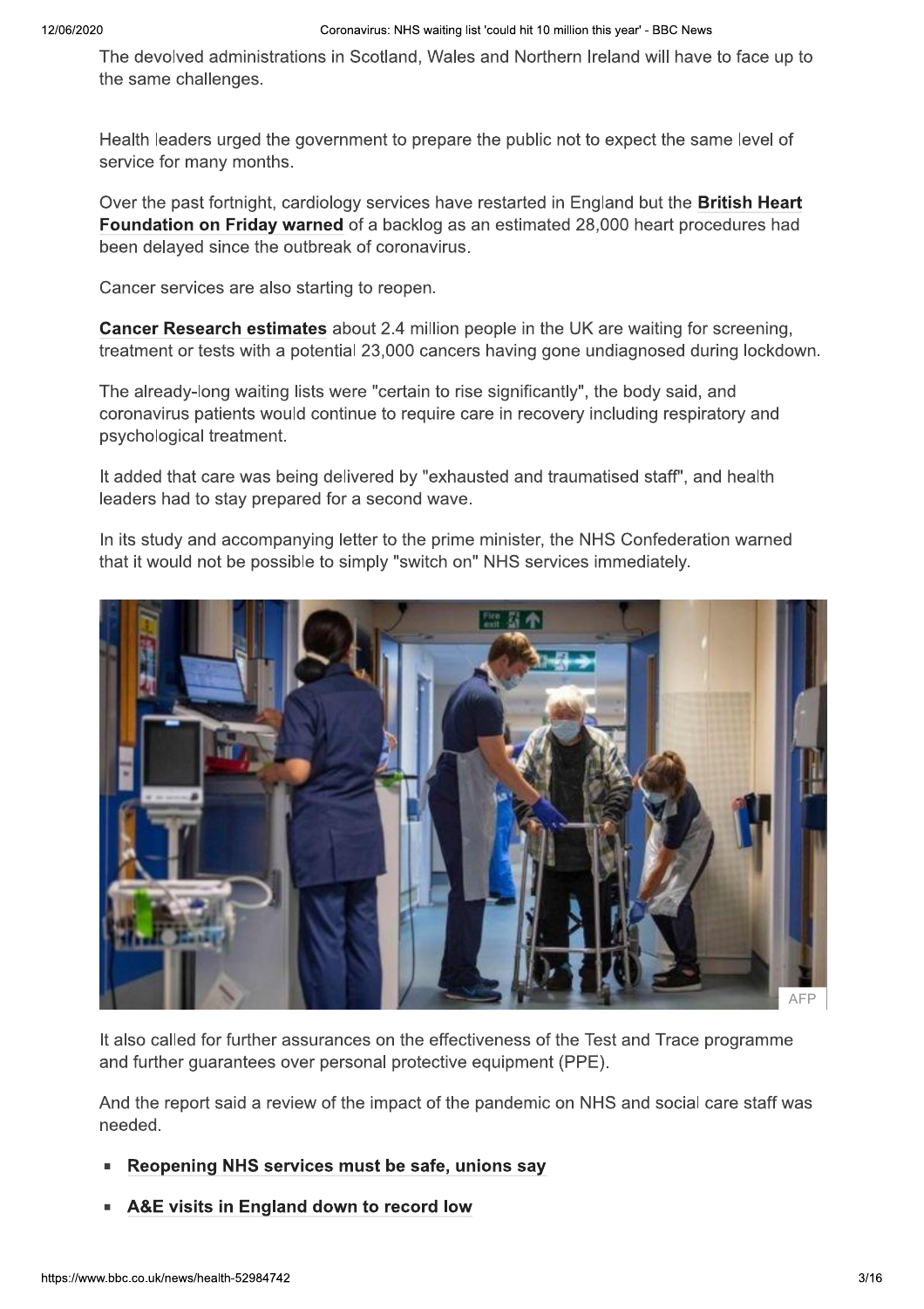The devolved administrations in Scotland, Wales and Northern Ireland will have to face up to the same challenges.

Health leaders urged the government to prepare the public not to expect the same level of service for many months.

Over the past fortnight, cardiology services have restarted in England but the **British Heart Foundation on Friday warned** of a backlog as an estimated 28,000 heart procedures had been delayed since the outbreak of coronavirus.

Cancer services are also starting to reopen.

**Cancer Research estimates** about 2.4 million people in the UK are waiting for screening, treatment or tests with a potential 23,000 cancers having gone undiagnosed during lockdown.

The already-long waiting lists were "certain to rise significantly", the body said, and coronavirus patients would continue to require care in recovery including respiratory and psychological treatment.

It added that care was being delivered by "exhausted and traumatised staff", and health leaders had to stay prepared for a second wave.

In its study and accompanying letter to the prime minister, the NHS Confederation warned that it would not be possible to simply "switch on" NHS services immediately.

AFP

It also called for further assurances on the effectiveness of the Test and Trace programme and further guarantees over personal protective equipment (PPE).

And the report said a review of the impact of the pandemic on NHS and social care staff was needed.

- **Reopening NHS services must be safe, unions say**
- **A&E visits in England down to record low**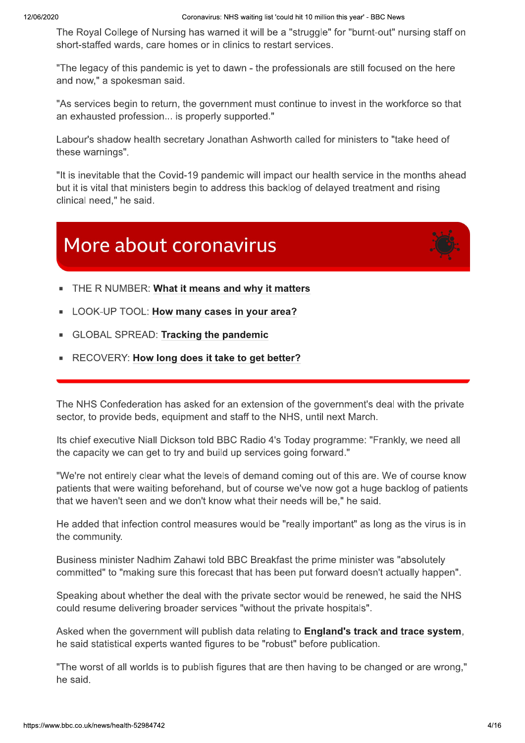The Royal College of Nursing has warned it will be a "struggle" for "burnt-out" nursing staff on short-staffed wards, care homes or in clinics to restart services.

"The legacy of this pandemic is yet to dawn - the professionals are still focused on the here and now," a spokesman said.

"As services begin to return, the government must continue to invest in the workforce so that an exhausted profession... is properly supported."

Labour's shadow health secretary Jonathan Ashworth called for ministers to "take heed of these warnings".

"It is inevitable that the Covid-19 pandemic will impact our health service in the months ahead but it is vital that ministers begin to address this backlog of delayed treatment and rising clinical need," he said.

## More about coronavirus

- THE R NUMBER: **What it means and why it matters**
- LOOK-UP TOOL: **How many cases in your area?**
- GLOBAL SPREAD: **Tracking the pandemic**
- RECOVERY: **How long does it take to get better?**

The NHS Confederation has asked for an extension of the government's deal with the private sector, to provide beds, equipment and staff to the NHS, until next March.

Its chief executive Niall Dickson told BBC Radio 4's Today programme: "Frankly, we need all the capacity we can get to try and build up services going forward."

"We're not entirely clear what the levels of demand coming out of this are. We of course know patients that were waiting beforehand, but of course we've now got a huge backlog of patients that we haven't seen and we don't know what their needs will be," he said.

He added that infection control measures would be "really important" as long as the virus is in the community.

Business minister Nadhim Zahawi told BBC Breakfast the prime minister was "absolutely committed" to "making sure this forecast that has been put forward doesn't actually happen".

Speaking about whether the deal with the private sector would be renewed, he said the NHS could resume delivering broader services "without the private hospitals".

Asked when the government will publish data relating to **England's track and trace system**, he said statistical experts wanted figures to be "robust" before publication.

"The worst of all worlds is to publish figures that are then having to be changed or are wrong," he said.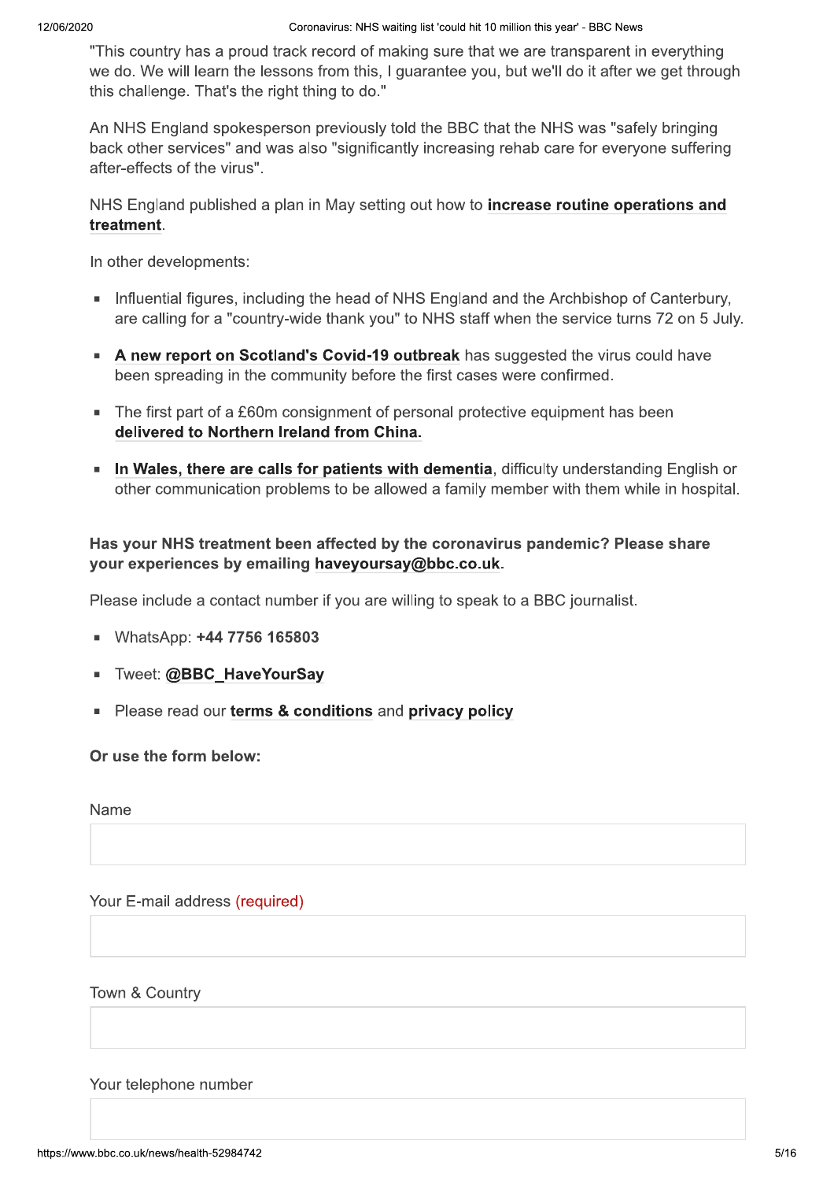"This country has a proud track record of making sure that we are transparent in everything we do. We will learn the lessons from this, I guarantee you, but we'll do it after we get through this challenge. That's the right thing to do."

An NHS England spokesperson previously told the BBC that the NHS was "safely bringing back other services" and was also "significantly increasing rehab care for everyone suffering after-effects of the virus".

NHS England published a plan in May setting out how to **increase routine operations and treatment**.

In other developments:

- Influential figures, including the head of NHS England and the Archbishop of Canterbury, are calling for a "country-wide thank you" to NHS staff when the service turns 72 on 5 July.
- **A new report on Scotland's Covid-19 outbreak** has suggested the virus could have been spreading in the community before the first cases were confirmed.
- The first part of a £60m consignment of personal protective equipment has been **delivered to Northern Ireland from China.**
- **In Wales, there are calls for patients with dementia**, difficulty understanding English or other communication problems to be allowed a family member with them while in hospital.

**Has your NHS treatment been affected by the coronavirus pandemic? Please share your experiences by emailing haveyoursay@bbc.co.uk.**

Please include a contact number if you are willing to speak to a BBC journalist.

- WhatsApp: **+44 7756 165803**
- Tweet: **@BBC_HaveYourSay**
- Please read our **terms & conditions** and **privacy policy**

**Or use the form below:**

Name

Your E-mail address (required)

Town & Country

Your telephone number